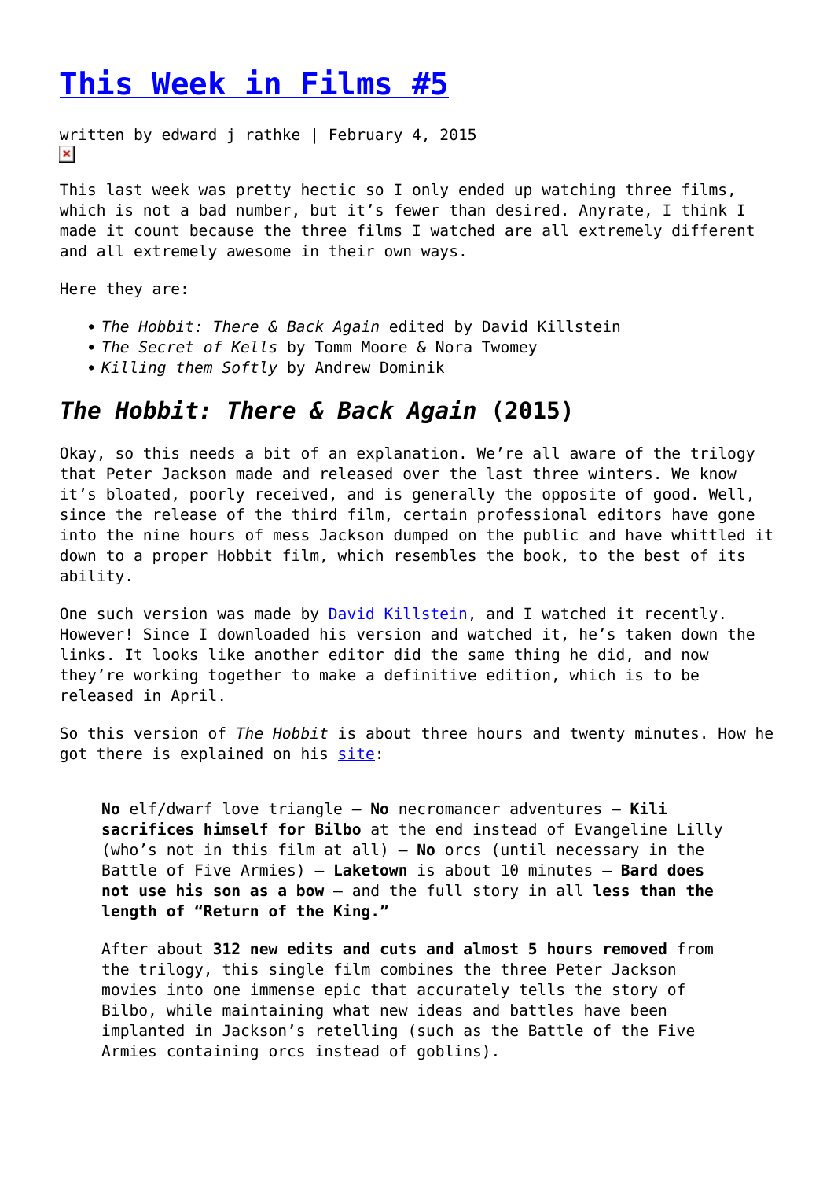# [This Week in Films #5]()

written by edward j rathke | February 4, 2015

This last week was pretty hectic so I only ended up watching three films, which is not a bad number, but it's fewer than desired. Anyrate, I think I made it count because the three films I watched are all extremely different and all extremely awesome in their own ways.

Here they are:

- *The Hobbit: There & Back Again* edited by David Killstein
- *The Secret of Kells* by Tomm Moore & Nora Twomey
- *Killing them Softly* by Andrew Dominik

## *The Hobbit: There & Back Again* (2015)

Okay, so this needs a bit of an explanation. We're all aware of the trilogy that Peter Jackson made and released over the last three winters. We know it's bloated, poorly received, and is generally the opposite of good. Well, since the release of the third film, certain professional editors have gone into the nine hours of mess Jackson dumped on the public and have whittled it down to a proper Hobbit film, which resembles the book, to the best of its ability.

One such version was made by [David Killstein](), and I watched it recently. However! Since I downloaded his version and watched it, he's taken down the links. It looks like another editor did the same thing he did, and now they're working together to make a definitive edition, which is to be released in April.

So this version of *The Hobbit* is about three hours and twenty minutes. How he got there is explained on his [site]():

> **No** elf/dwarf love triangle – **No** necromancer adventures – **Kili sacrifices himself for Bilbo** at the end instead of Evangeline Lilly (who's not in this film at all) – **No** orcs (until necessary in the Battle of Five Armies) – **Laketown** is about 10 minutes – **Bard does not use his son as a bow** – and the full story in all **less than the length of "Return of the King."**
>
> After about **312 new edits and cuts and almost 5 hours removed** from the trilogy, this single film combines the three Peter Jackson movies into one immense epic that accurately tells the story of Bilbo, while maintaining what new ideas and battles have been implanted in Jackson's retelling (such as the Battle of the Five Armies containing orcs instead of goblins).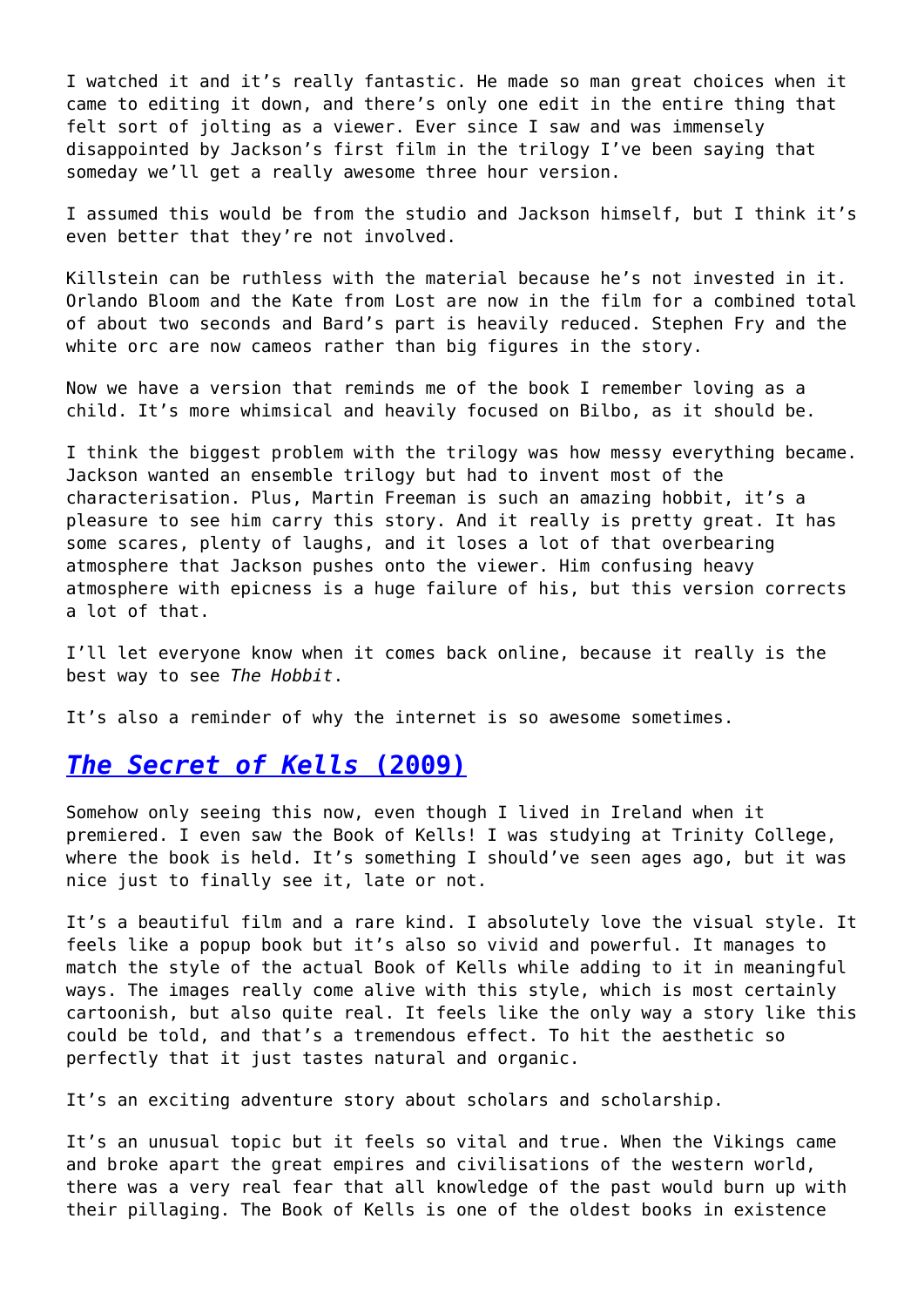I watched it and it’s really fantastic. He made so man great choices when it came to editing it down, and there’s only one edit in the entire thing that felt sort of jolting as a viewer. Ever since I saw and was immensely disappointed by Jackson’s first film in the trilogy I’ve been saying that someday we’ll get a really awesome three hour version.

I assumed this would be from the studio and Jackson himself, but I think it’s even better that they’re not involved.

Killstein can be ruthless with the material because he’s not invested in it. Orlando Bloom and the Kate from Lost are now in the film for a combined total of about two seconds and Bard’s part is heavily reduced. Stephen Fry and the white orc are now cameos rather than big figures in the story.

Now we have a version that reminds me of the book I remember loving as a child. It’s more whimsical and heavily focused on Bilbo, as it should be.

I think the biggest problem with the trilogy was how messy everything became. Jackson wanted an ensemble trilogy but had to invent most of the characterisation. Plus, Martin Freeman is such an amazing hobbit, it’s a pleasure to see him carry this story. And it really is pretty great. It has some scares, plenty of laughs, and it loses a lot of that overbearing atmosphere that Jackson pushes onto the viewer. Him confusing heavy atmosphere with epicness is a huge failure of his, but this version corrects a lot of that.

I’ll let everyone know when it comes back online, because it really is the best way to see *The Hobbit*.

It’s also a reminder of why the internet is so awesome sometimes.

## *The Secret of Kells* (2009)

Somehow only seeing this now, even though I lived in Ireland when it premiered. I even saw the Book of Kells! I was studying at Trinity College, where the book is held. It’s something I should’ve seen ages ago, but it was nice just to finally see it, late or not.

It’s a beautiful film and a rare kind. I absolutely love the visual style. It feels like a popup book but it’s also so vivid and powerful. It manages to match the style of the actual Book of Kells while adding to it in meaningful ways. The images really come alive with this style, which is most certainly cartoonish, but also quite real. It feels like the only way a story like this could be told, and that’s a tremendous effect. To hit the aesthetic so perfectly that it just tastes natural and organic.

It’s an exciting adventure story about scholars and scholarship.

It’s an unusual topic but it feels so vital and true. When the Vikings came and broke apart the great empires and civilisations of the western world, there was a very real fear that all knowledge of the past would burn up with their pillaging. The Book of Kells is one of the oldest books in existence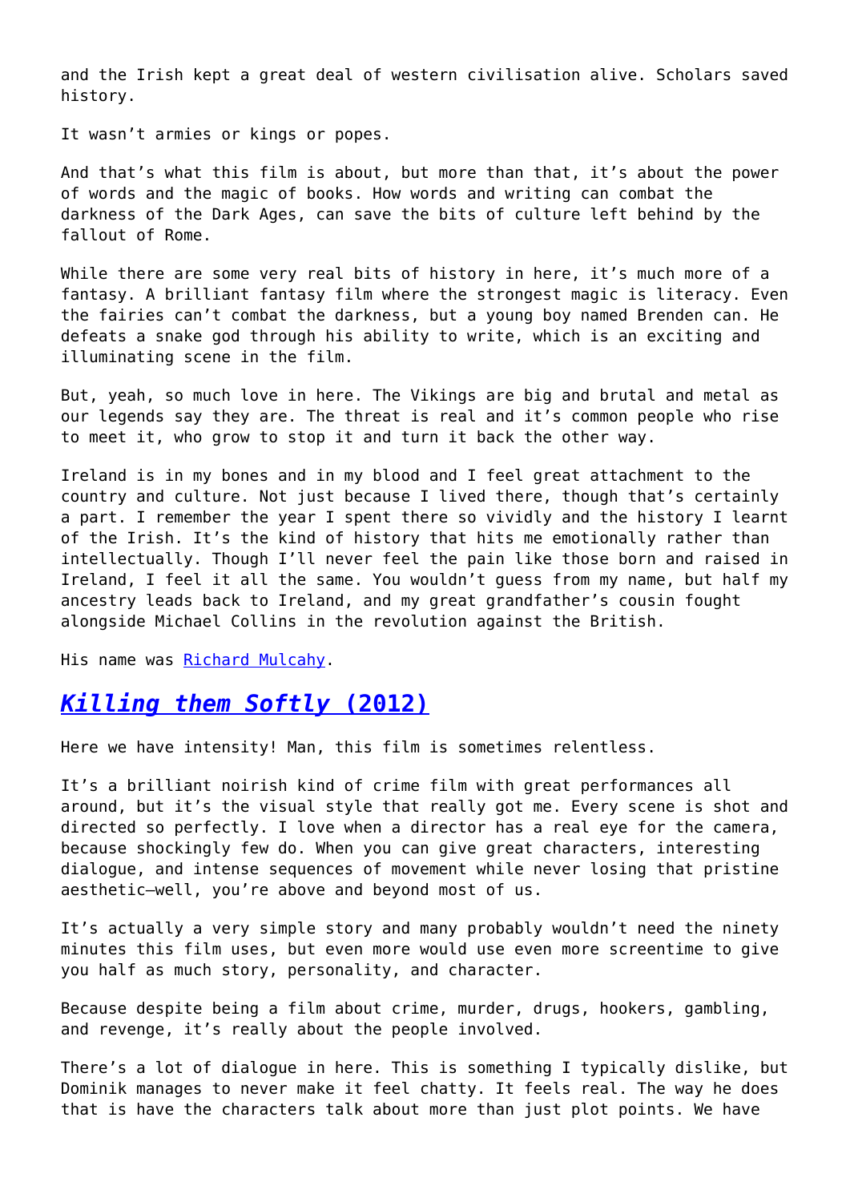and the Irish kept a great deal of western civilisation alive. Scholars saved history.

It wasn't armies or kings or popes.

And that's what this film is about, but more than that, it's about the power of words and the magic of books. How words and writing can combat the darkness of the Dark Ages, can save the bits of culture left behind by the fallout of Rome.

While there are some very real bits of history in here, it's much more of a fantasy. A brilliant fantasy film where the strongest magic is literacy. Even the fairies can't combat the darkness, but a young boy named Brenden can. He defeats a snake god through his ability to write, which is an exciting and illuminating scene in the film.

But, yeah, so much love in here. The Vikings are big and brutal and metal as our legends say they are. The threat is real and it's common people who rise to meet it, who grow to stop it and turn it back the other way.

Ireland is in my bones and in my blood and I feel great attachment to the country and culture. Not just because I lived there, though that's certainly a part. I remember the year I spent there so vividly and the history I learnt of the Irish. It's the kind of history that hits me emotionally rather than intellectually. Though I'll never feel the pain like those born and raised in Ireland, I feel it all the same. You wouldn't guess from my name, but half my ancestry leads back to Ireland, and my great grandfather's cousin fought alongside Michael Collins in the revolution against the British.

His name was Richard Mulcahy.

## *Killing them Softly* (2012)

Here we have intensity! Man, this film is sometimes relentless.

It's a brilliant noirish kind of crime film with great performances all around, but it's the visual style that really got me. Every scene is shot and directed so perfectly. I love when a director has a real eye for the camera, because shockingly few do. When you can give great characters, interesting dialogue, and intense sequences of movement while never losing that pristine aesthetic—well, you're above and beyond most of us.

It's actually a very simple story and many probably wouldn't need the ninety minutes this film uses, but even more would use even more screentime to give you half as much story, personality, and character.

Because despite being a film about crime, murder, drugs, hookers, gambling, and revenge, it's really about the people involved.

There's a lot of dialogue in here. This is something I typically dislike, but Dominik manages to never make it feel chatty. It feels real. The way he does that is have the characters talk about more than just plot points. We have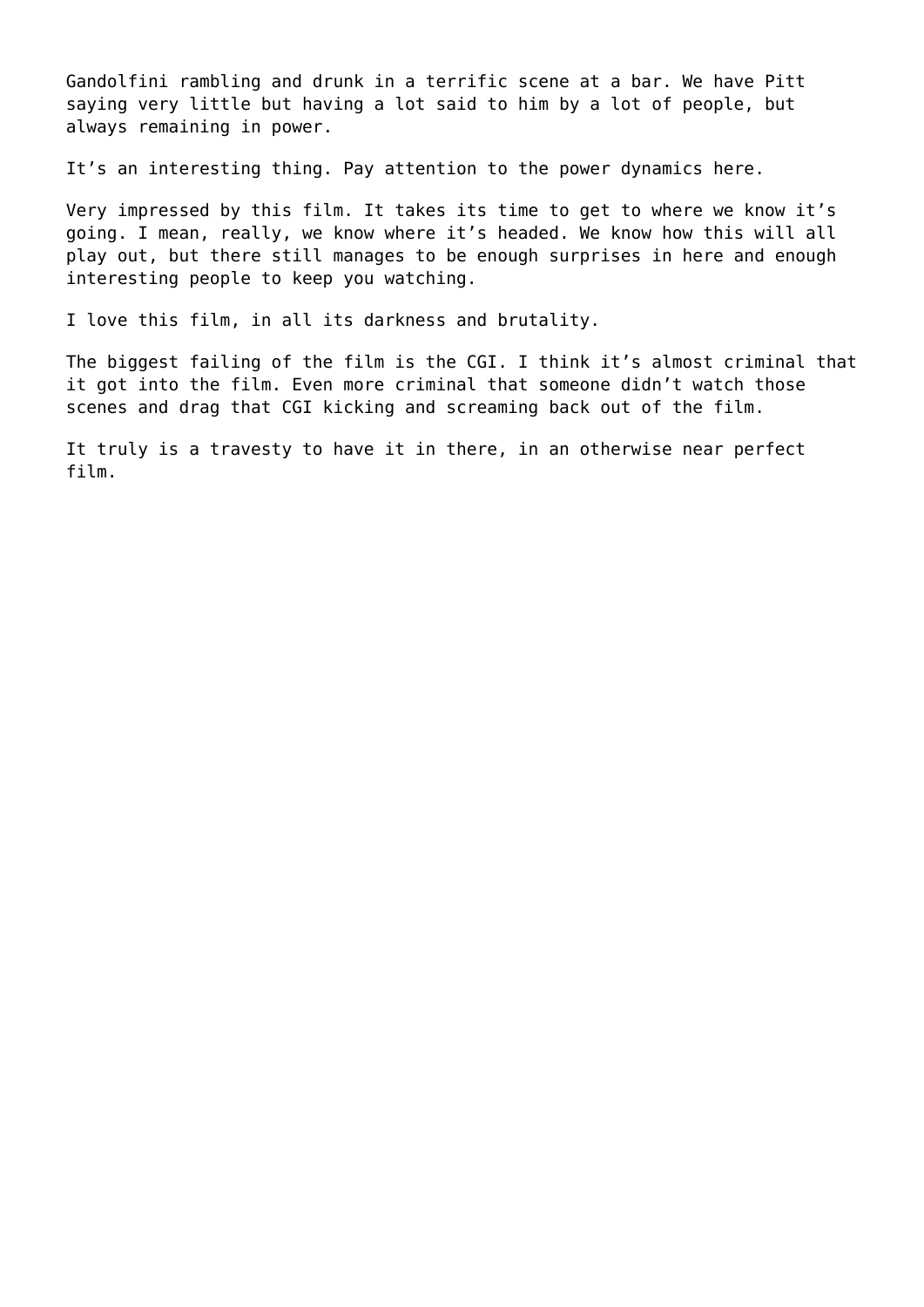Gandolfini rambling and drunk in a terrific scene at a bar. We have Pitt saying very little but having a lot said to him by a lot of people, but always remaining in power.

It's an interesting thing. Pay attention to the power dynamics here.

Very impressed by this film. It takes its time to get to where we know it's going. I mean, really, we know where it's headed. We know how this will all play out, but there still manages to be enough surprises in here and enough interesting people to keep you watching.

I love this film, in all its darkness and brutality.

The biggest failing of the film is the CGI. I think it's almost criminal that it got into the film. Even more criminal that someone didn't watch those scenes and drag that CGI kicking and screaming back out of the film.

It truly is a travesty to have it in there, in an otherwise near perfect film.